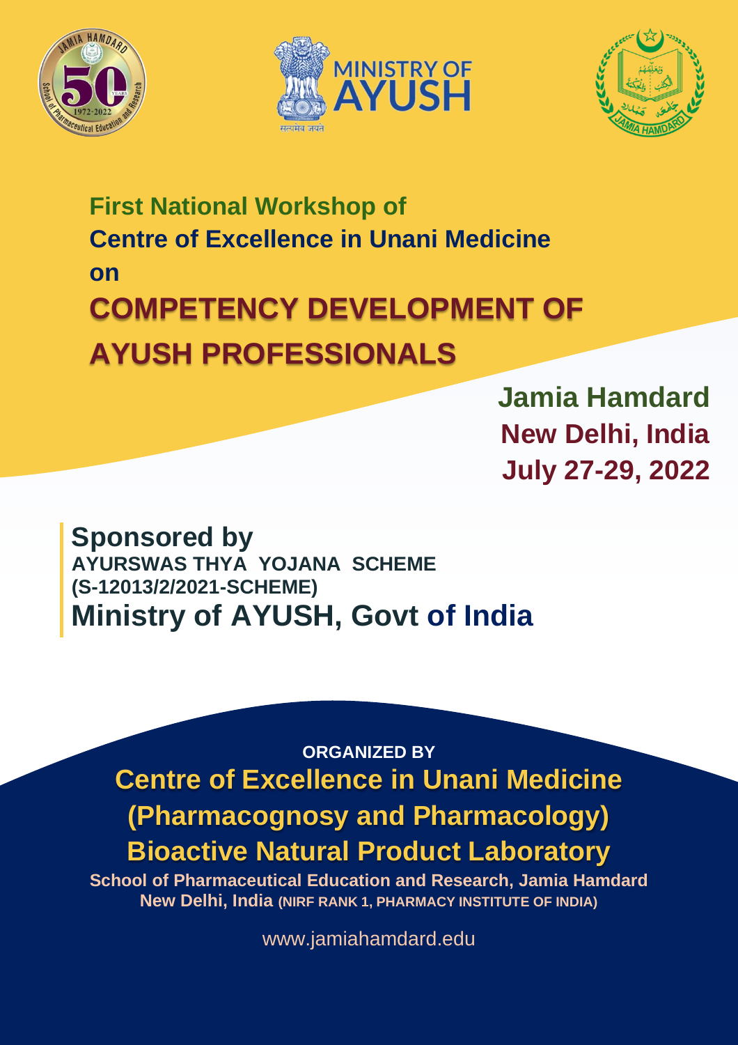# First National Workshop of Centre of Excellence in Unani Medicine on

# COMPETENCY DEVELOPMENT OF AYUSH PROFESSIONALS

**Jamia Hamdard**
**New Delhi, India**
**July 27-29, 2022**

## Sponsored by

**AYURSWAS THYA YOJANA SCHEME**
**(S-12013/2/2021-SCHEME)**

## Ministry of AYUSH, Govt of India

**ORGANIZED BY**

## Centre of Excellence in Unani Medicine (Pharmacognosy and Pharmacology)

## Bioactive Natural Product Laboratory

**School of Pharmaceutical Education and Research, Jamia Hamdard**
**New Delhi, India (NIRF RANK 1, PHARMACY INSTITUTE OF INDIA)**

www.jamiahamdard.edu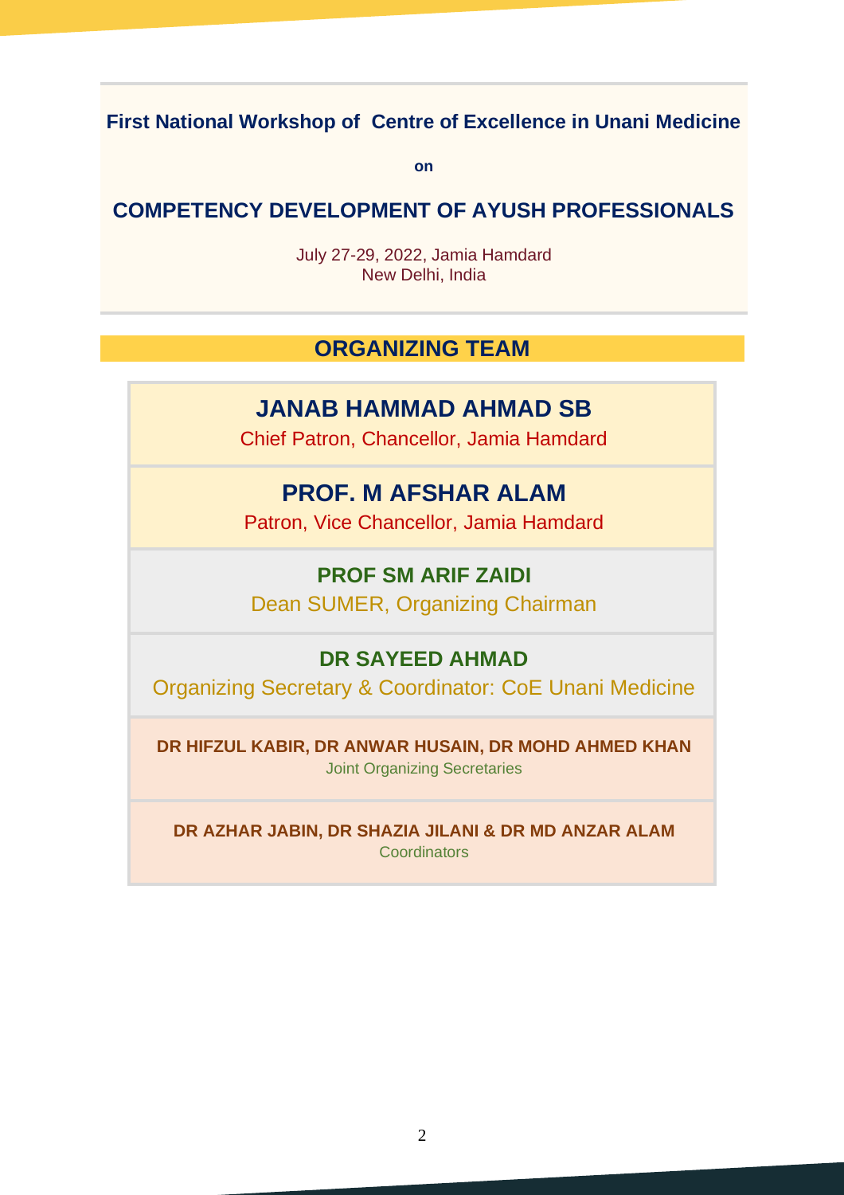**First National Workshop of Centre of Excellence in Unani Medicine**

**on**

## COMPETENCY DEVELOPMENT OF AYUSH PROFESSIONALS

July 27-29, 2022, Jamia Hamdard
New Delhi, India

## ORGANIZING TEAM

### JANAB HAMMAD AHMAD SB

Chief Patron, Chancellor, Jamia Hamdard

### PROF. M AFSHAR ALAM

Patron, Vice Chancellor, Jamia Hamdard

### PROF SM ARIF ZAIDI

Dean SUMER, Organizing Chairman

### DR SAYEED AHMAD

Organizing Secretary & Coordinator: CoE Unani Medicine

**DR HIFZUL KABIR, DR ANWAR HUSAIN, DR MOHD AHMED KHAN**

Joint Organizing Secretaries

**DR AZHAR JABIN, DR SHAZIA JILANI & DR MD ANZAR ALAM**

Coordinators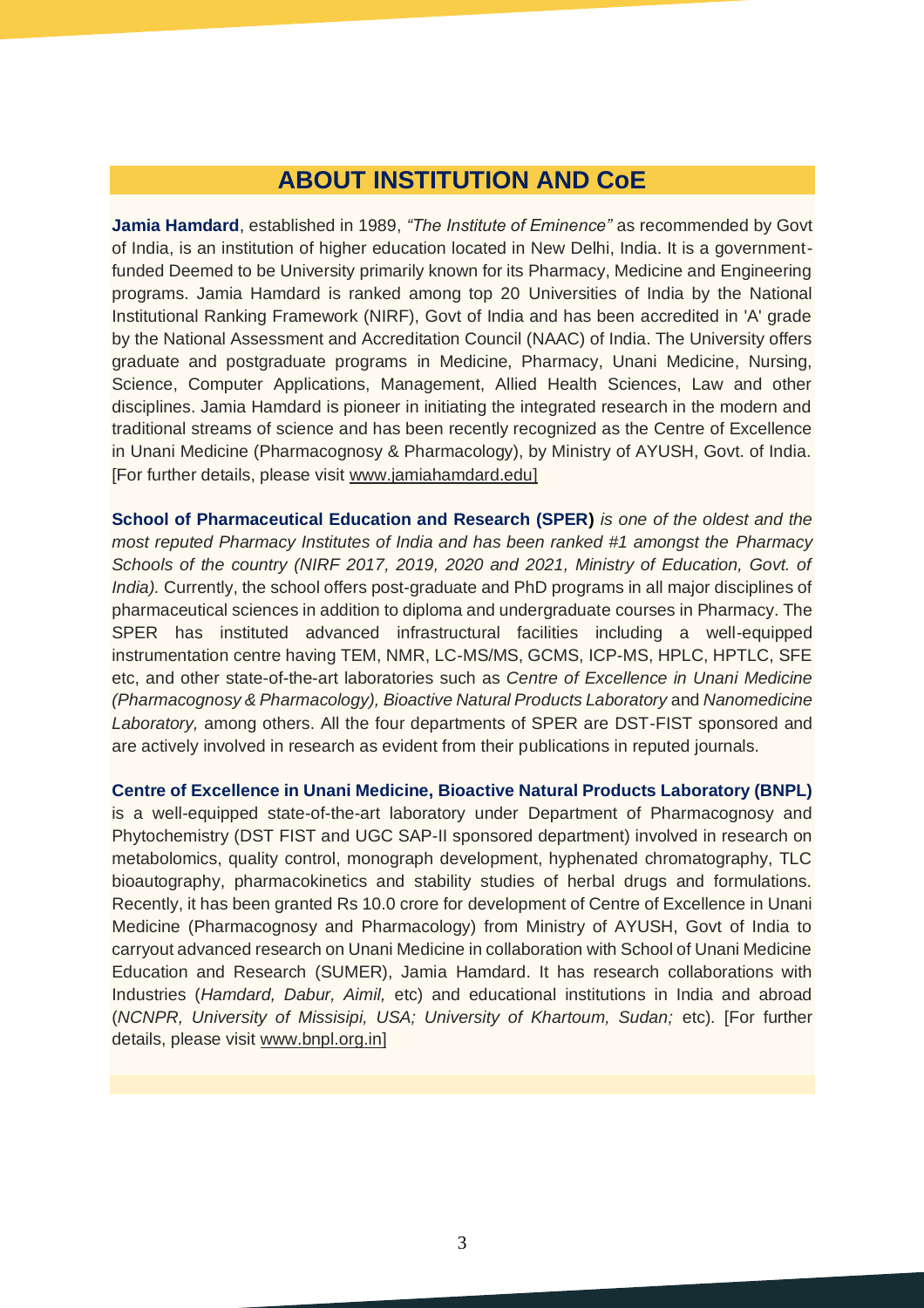## ABOUT INSTITUTION AND CoE

**Jamia Hamdard**, established in 1989, *"The Institute of Eminence"* as recommended by Govt of India, is an institution of higher education located in New Delhi, India. It is a government-funded Deemed to be University primarily known for its Pharmacy, Medicine and Engineering programs. Jamia Hamdard is ranked among top 20 Universities of India by the National Institutional Ranking Framework (NIRF), Govt of India and has been accredited in 'A' grade by the National Assessment and Accreditation Council (NAAC) of India. The University offers graduate and postgraduate programs in Medicine, Pharmacy, Unani Medicine, Nursing, Science, Computer Applications, Management, Allied Health Sciences, Law and other disciplines. Jamia Hamdard is pioneer in initiating the integrated research in the modern and traditional streams of science and has been recently recognized as the Centre of Excellence in Unani Medicine (Pharmacognosy & Pharmacology), by Ministry of AYUSH, Govt. of India. [For further details, please visit www.jamiahamdard.edu]

**School of Pharmaceutical Education and Research (SPER)** *is one of the oldest and the most reputed Pharmacy Institutes of India and has been ranked #1 amongst the Pharmacy Schools of the country (NIRF 2017, 2019, 2020 and 2021, Ministry of Education, Govt. of India).* Currently, the school offers post-graduate and PhD programs in all major disciplines of pharmaceutical sciences in addition to diploma and undergraduate courses in Pharmacy. The SPER has instituted advanced infrastructural facilities including a well-equipped instrumentation centre having TEM, NMR, LC-MS/MS, GCMS, ICP-MS, HPLC, HPTLC, SFE etc, and other state-of-the-art laboratories such as *Centre of Excellence in Unani Medicine (Pharmacognosy & Pharmacology), Bioactive Natural Products Laboratory* and *Nanomedicine Laboratory,* among others. All the four departments of SPER are DST-FIST sponsored and are actively involved in research as evident from their publications in reputed journals.

**Centre of Excellence in Unani Medicine, Bioactive Natural Products Laboratory (BNPL)** is a well-equipped state-of-the-art laboratory under Department of Pharmacognosy and Phytochemistry (DST FIST and UGC SAP-II sponsored department) involved in research on metabolomics, quality control, monograph development, hyphenated chromatography, TLC bioautography, pharmacokinetics and stability studies of herbal drugs and formulations. Recently, it has been granted Rs 10.0 crore for development of Centre of Excellence in Unani Medicine (Pharmacognosy and Pharmacology) from Ministry of AYUSH, Govt of India to carryout advanced research on Unani Medicine in collaboration with School of Unani Medicine Education and Research (SUMER), Jamia Hamdard. It has research collaborations with Industries (*Hamdard, Dabur, Aimil,* etc) and educational institutions in India and abroad (*NCNPR, University of Missisipi, USA; University of Khartoum, Sudan;* etc). [For further details, please visit www.bnpl.org.in]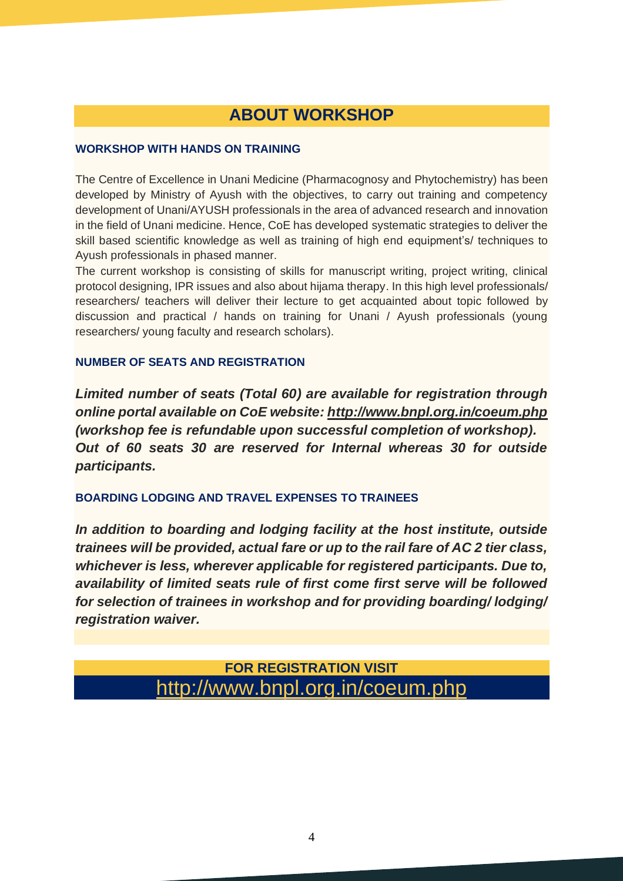# ABOUT WORKSHOP

## WORKSHOP WITH HANDS ON TRAINING

The Centre of Excellence in Unani Medicine (Pharmacognosy and Phytochemistry) has been developed by Ministry of Ayush with the objectives, to carry out training and competency development of Unani/AYUSH professionals in the area of advanced research and innovation in the field of Unani medicine. Hence, CoE has developed systematic strategies to deliver the skill based scientific knowledge as well as training of high end equipment's/ techniques to Ayush professionals in phased manner.

The current workshop is consisting of skills for manuscript writing, project writing, clinical protocol designing, IPR issues and also about hijama therapy. In this high level professionals/ researchers/ teachers will deliver their lecture to get acquainted about topic followed by discussion and practical / hands on training for Unani / Ayush professionals (young researchers/ young faculty and research scholars).

## NUMBER OF SEATS AND REGISTRATION

***Limited number of seats (Total 60) are available for registration through online portal available on CoE website: http://www.bnpl.org.in/coeum.php (workshop fee is refundable upon successful completion of workshop). Out of 60 seats 30 are reserved for Internal whereas 30 for outside participants.***

## BOARDING LODGING AND TRAVEL EXPENSES TO TRAINEES

***In addition to boarding and lodging facility at the host institute, outside trainees will be provided, actual fare or up to the rail fare of AC 2 tier class, whichever is less, wherever applicable for registered participants. Due to, availability of limited seats rule of first come first serve will be followed for selection of trainees in workshop and for providing boarding/ lodging/ registration waiver.***

**FOR REGISTRATION VISIT**

http://www.bnpl.org.in/coeum.php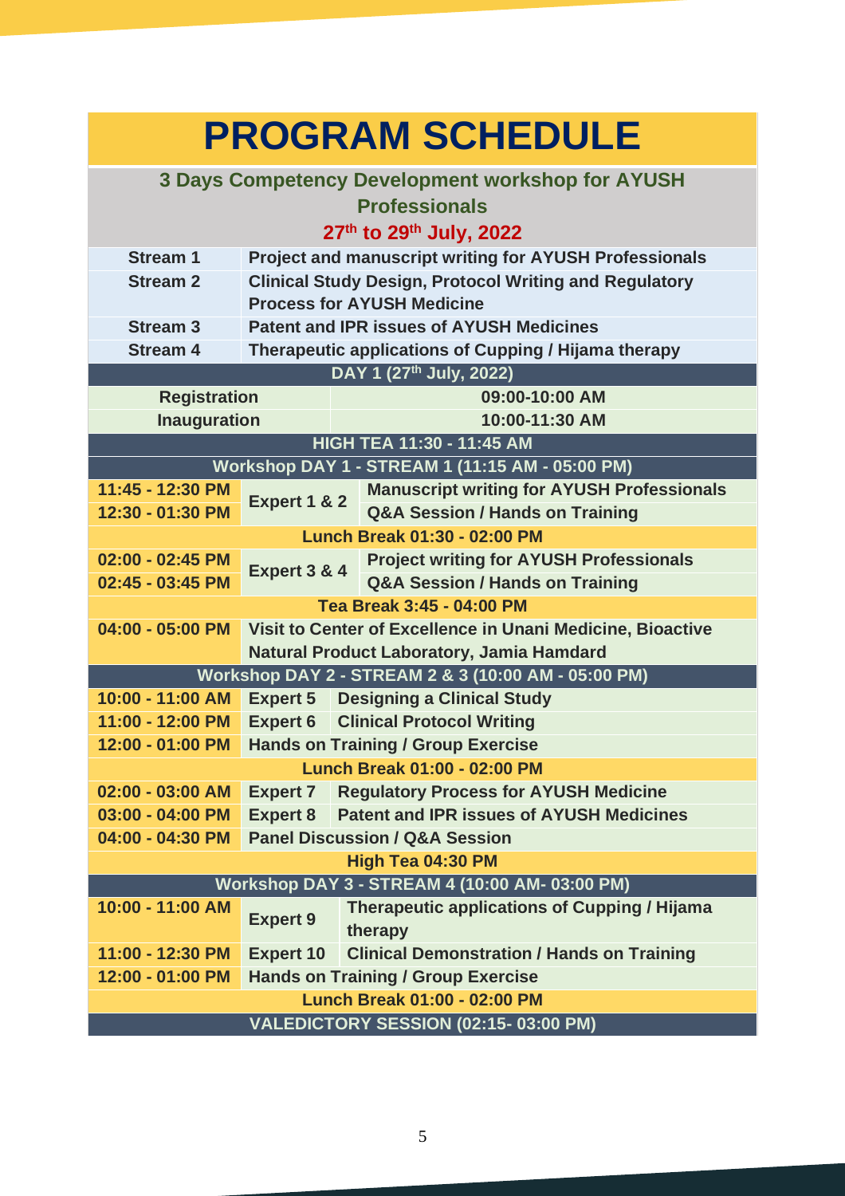# PROGRAM SCHEDULE

## 3 Days Competency Development workshop for AYUSH Professionals

**27th to 29th July, 2022**

| Stream | Topic |
|---|---|
| Stream 1 | Project and manuscript writing for AYUSH Professionals |
| Stream 2 | Clinical Study Design, Protocol Writing and Regulatory Process for AYUSH Medicine |
| Stream 3 | Patent and IPR issues of AYUSH Medicines |
| Stream 4 | Therapeutic applications of Cupping / Hijama therapy |

| Time | Expert | Session |
|---|---|---|
| **DAY 1 (27th July, 2022)** | | |
| Registration | | 09:00-10:00 AM |
| Inauguration | | 10:00-11:30 AM |
| **HIGH TEA 11:30 - 11:45 AM** | | |
| **Workshop DAY 1 - STREAM 1 (11:15 AM - 05:00 PM)** | | |
| 11:45 - 12:30 PM | Expert 1 & 2 | Manuscript writing for AYUSH Professionals |
| 12:30 - 01:30 PM | | Q&A Session / Hands on Training |
| **Lunch Break 01:30 - 02:00 PM** | | |
| 02:00 - 02:45 PM | Expert 3 & 4 | Project writing for AYUSH Professionals |
| 02:45 - 03:45 PM | | Q&A Session / Hands on Training |
| **Tea Break 3:45 - 04:00 PM** | | |
| 04:00 - 05:00 PM | Visit to Center of Excellence in Unani Medicine, Bioactive Natural Product Laboratory, Jamia Hamdard | |
| **Workshop DAY 2 - STREAM 2 & 3 (10:00 AM - 05:00 PM)** | | |
| 10:00 - 11:00 AM | Expert 5 | Designing a Clinical Study |
| 11:00 - 12:00 PM | Expert 6 | Clinical Protocol Writing |
| 12:00 - 01:00 PM | Hands on Training / Group Exercise | |
| **Lunch Break 01:00 - 02:00 PM** | | |
| 02:00 - 03:00 AM | Expert 7 | Regulatory Process for AYUSH Medicine |
| 03:00 - 04:00 PM | Expert 8 | Patent and IPR issues of AYUSH Medicines |
| 04:00 - 04:30 PM | Panel Discussion / Q&A Session | |
| **High Tea 04:30 PM** | | |
| **Workshop DAY 3 - STREAM 4 (10:00 AM- 03:00 PM)** | | |
| 10:00 - 11:00 AM | Expert 9 | Therapeutic applications of Cupping / Hijama therapy |
| 11:00 - 12:30 PM | Expert 10 | Clinical Demonstration / Hands on Training |
| 12:00 - 01:00 PM | Hands on Training / Group Exercise | |
| **Lunch Break 01:00 - 02:00 PM** | | |
| **VALEDICTORY SESSION (02:15- 03:00 PM)** | | |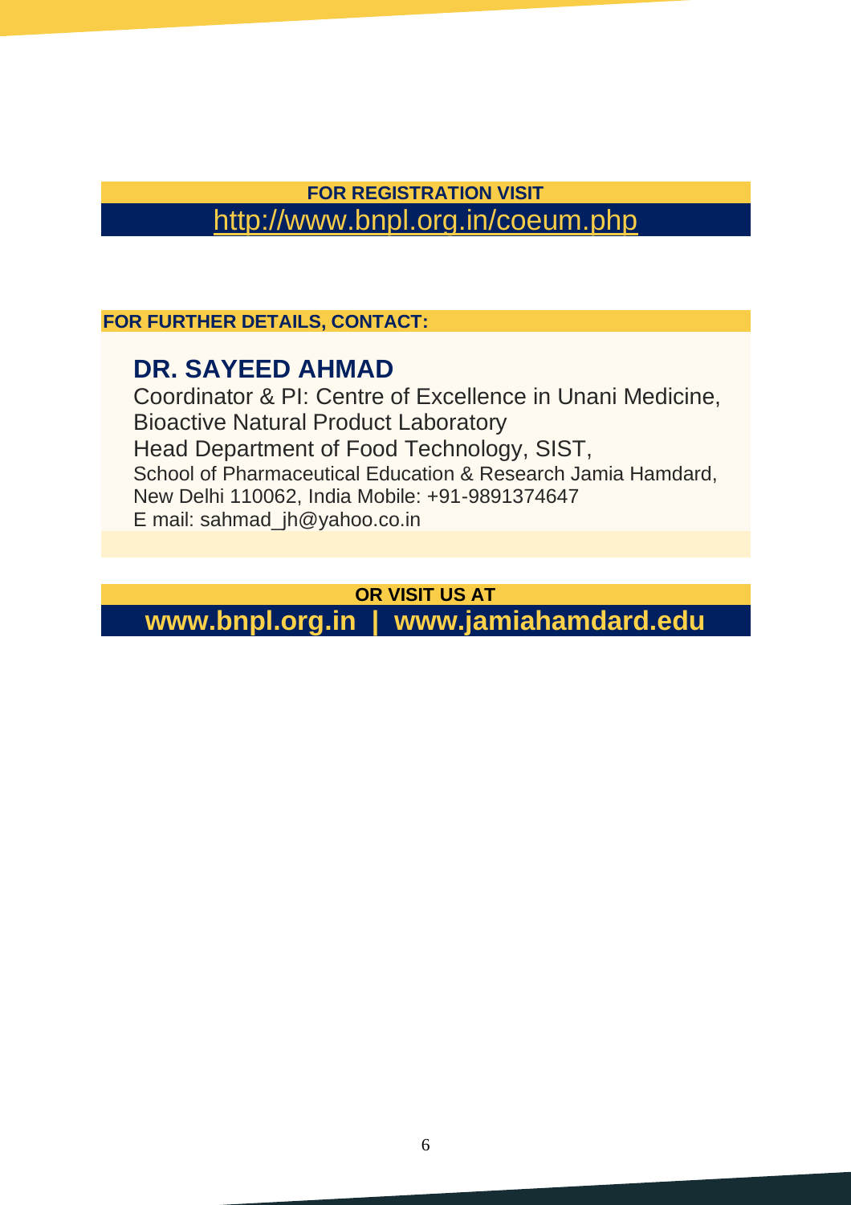**FOR REGISTRATION VISIT**

http://www.bnpl.org.in/coeum.php

**FOR FURTHER DETAILS, CONTACT:**

## DR. SAYEED AHMAD

Coordinator & PI: Centre of Excellence in Unani Medicine,
Bioactive Natural Product Laboratory
Head Department of Food Technology, SIST,
School of Pharmaceutical Education & Research Jamia Hamdard,
New Delhi 110062, India Mobile: +91-9891374647
E mail: sahmad_jh@yahoo.co.in

**OR VISIT US AT**

**www.bnpl.org.in | www.jamiahamdard.edu**